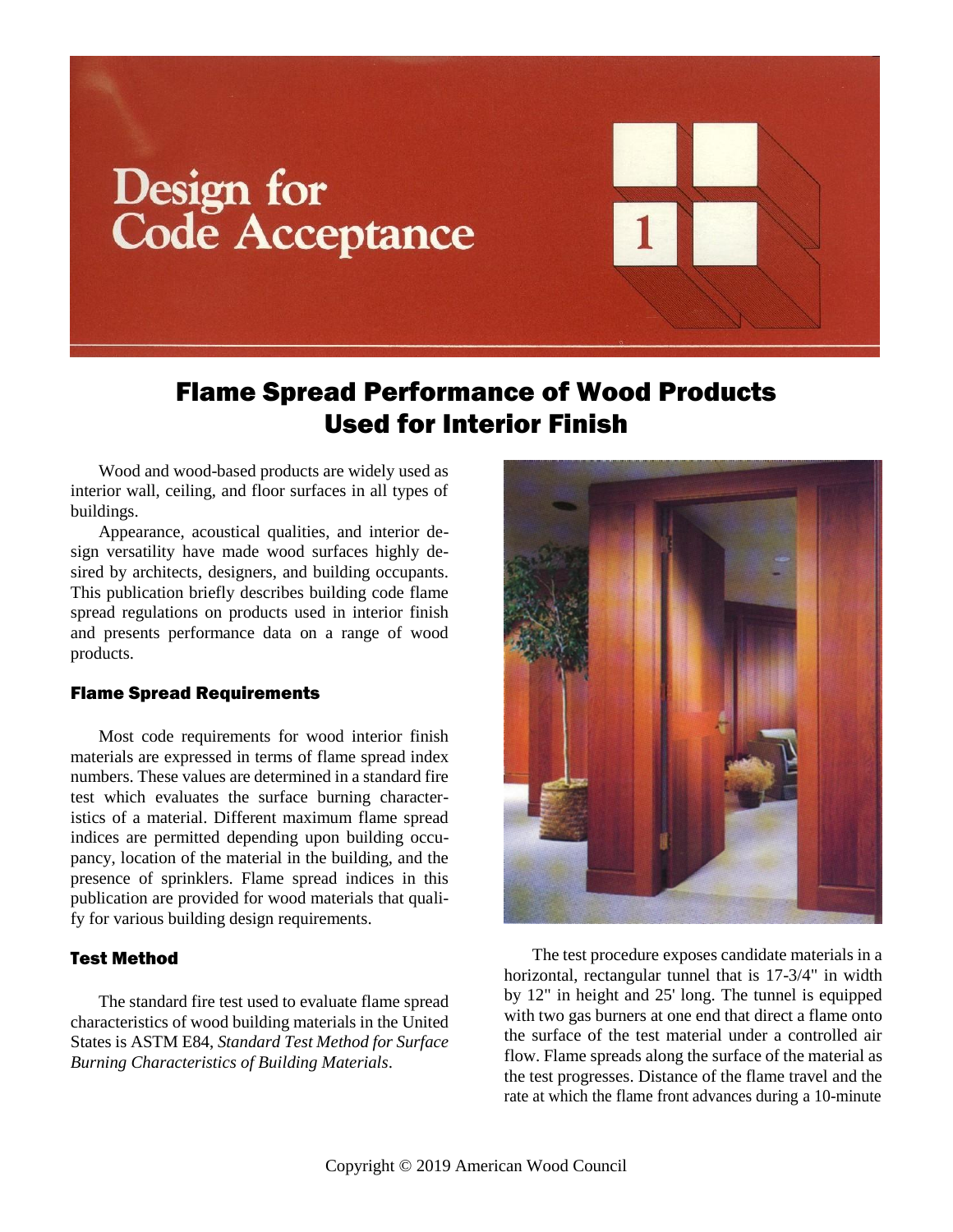# Design for Code Acceptance

1

## Flame Spread Performance of Wood Products Used for Interior Finish

Wood and wood-based products are widely used as interior wall, ceiling, and floor surfaces in all types of buildings.

Appearance, acoustical qualities, and interior design versatility have made wood surfaces highly desired by architects, designers, and building occupants. This publication briefly describes building code flame spread regulations on products used in interior finish and presents performance data on a range of wood products.

### Flame Spread Requirements

Most code requirements for wood interior finish materials are expressed in terms of flame spread index numbers. These values are determined in a standard fire test which evaluates the surface burning characteristics of a material. Different maximum flame spread indices are permitted depending upon building occupancy, location of the material in the building, and the presence of sprinklers. Flame spread indices in this publication are provided for wood materials that qualify for various building design requirements.

### Test Method

The standard fire test used to evaluate flame spread characteristics of wood building materials in the United States is ASTM E84, *Standard Test Method for Surface Burning Characteristics of Building Materials*.

The test procedure exposes candidate materials in a horizontal, rectangular tunnel that is 17-3/4" in width by 12" in height and 25' long. The tunnel is equipped with two gas burners at one end that direct a flame onto the surface of the test material under a controlled air flow. Flame spreads along the surface of the material as the test progresses. Distance of the flame travel and the rate at which the flame front advances during a 10-minute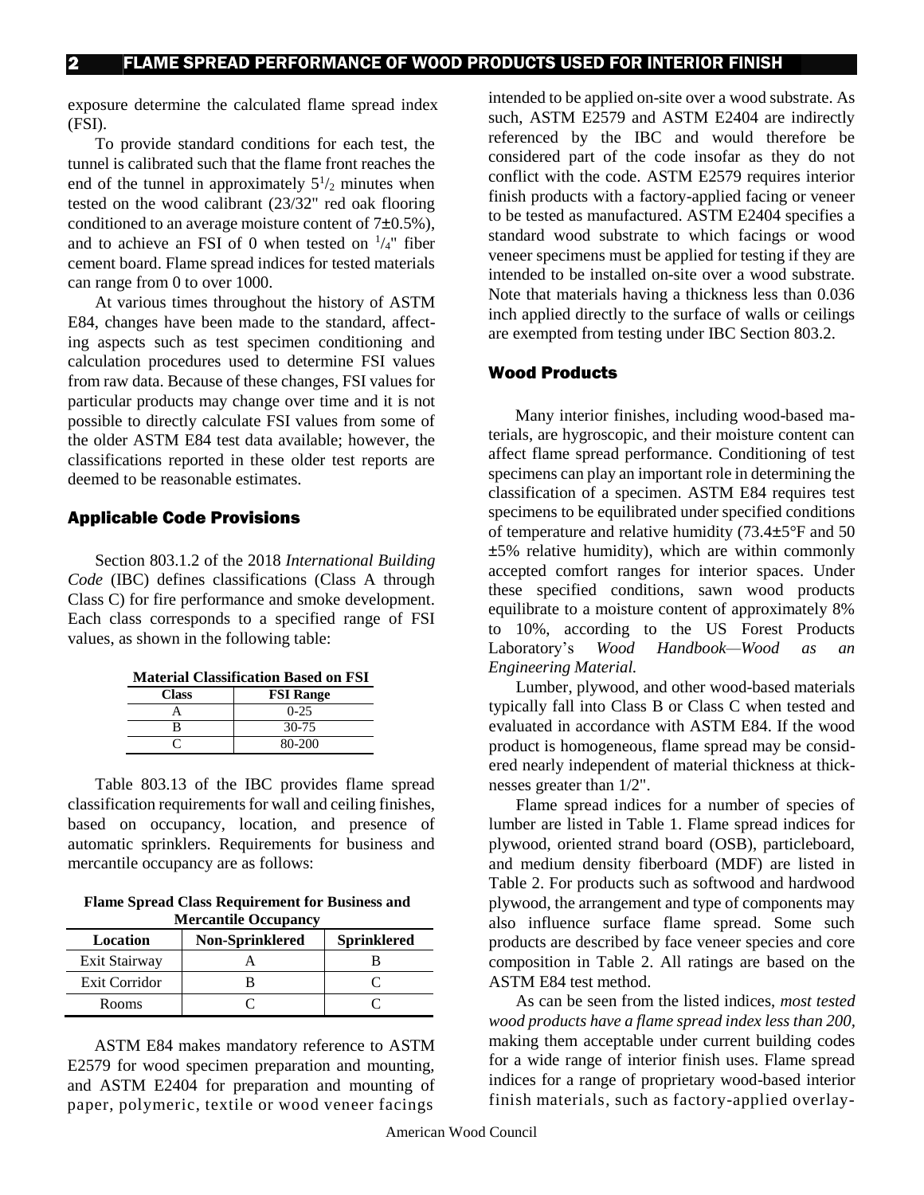exposure determine the calculated flame spread index (FSI).

To provide standard conditions for each test, the tunnel is calibrated such that the flame front reaches the end of the tunnel in approximately 5½ minutes when tested on the wood calibrant (23/32" red oak flooring conditioned to an average moisture content of 7±0.5%), and to achieve an FSI of 0 when tested on ¼" fiber cement board. Flame spread indices for tested materials can range from 0 to over 1000.

At various times throughout the history of ASTM E84, changes have been made to the standard, affecting aspects such as test specimen conditioning and calculation procedures used to determine FSI values from raw data. Because of these changes, FSI values for particular products may change over time and it is not possible to directly calculate FSI values from some of the older ASTM E84 test data available; however, the classifications reported in these older test reports are deemed to be reasonable estimates.

## Applicable Code Provisions

Section 803.1.2 of the 2018 *International Building Code* (IBC) defines classifications (Class A through Class C) for fire performance and smoke development. Each class corresponds to a specified range of FSI values, as shown in the following table:

**Material Classification Based on FSI**

| Class | FSI Range |
|---|---|
| A | 0-25 |
| B | 30-75 |
| C | 80-200 |

Table 803.13 of the IBC provides flame spread classification requirements for wall and ceiling finishes, based on occupancy, location, and presence of automatic sprinklers. Requirements for business and mercantile occupancy are as follows:

**Flame Spread Class Requirement for Business and Mercantile Occupancy**

| Location | Non-Sprinklered | Sprinklered |
|---|---|---|
| Exit Stairway | A | B |
| Exit Corridor | B | C |
| Rooms | C | C |

ASTM E84 makes mandatory reference to ASTM E2579 for wood specimen preparation and mounting, and ASTM E2404 for preparation and mounting of paper, polymeric, textile or wood veneer facings intended to be applied on-site over a wood substrate. As such, ASTM E2579 and ASTM E2404 are indirectly referenced by the IBC and would therefore be considered part of the code insofar as they do not conflict with the code. ASTM E2579 requires interior finish products with a factory-applied facing or veneer to be tested as manufactured. ASTM E2404 specifies a standard wood substrate to which facings or wood veneer specimens must be applied for testing if they are intended to be installed on-site over a wood substrate. Note that materials having a thickness less than 0.036 inch applied directly to the surface of walls or ceilings are exempted from testing under IBC Section 803.2.

## Wood Products

Many interior finishes, including wood-based materials, are hygroscopic, and their moisture content can affect flame spread performance. Conditioning of test specimens can play an important role in determining the classification of a specimen. ASTM E84 requires test specimens to be equilibrated under specified conditions of temperature and relative humidity (73.4±5°F and 50 ±5% relative humidity), which are within commonly accepted comfort ranges for interior spaces. Under these specified conditions, sawn wood products equilibrate to a moisture content of approximately 8% to 10%, according to the US Forest Products Laboratory's *Wood Handbook—Wood as an Engineering Material.*

Lumber, plywood, and other wood-based materials typically fall into Class B or Class C when tested and evaluated in accordance with ASTM E84. If the wood product is homogeneous, flame spread may be considered nearly independent of material thickness at thicknesses greater than 1/2".

Flame spread indices for a number of species of lumber are listed in Table 1. Flame spread indices for plywood, oriented strand board (OSB), particleboard, and medium density fiberboard (MDF) are listed in Table 2. For products such as softwood and hardwood plywood, the arrangement and type of components may also influence surface flame spread. Some such products are described by face veneer species and core composition in Table 2. All ratings are based on the ASTM E84 test method.

As can be seen from the listed indices, *most tested wood products have a flame spread index less than 200,* making them acceptable under current building codes for a wide range of interior finish uses. Flame spread indices for a range of proprietary wood-based interior finish materials, such as factory-applied overlay-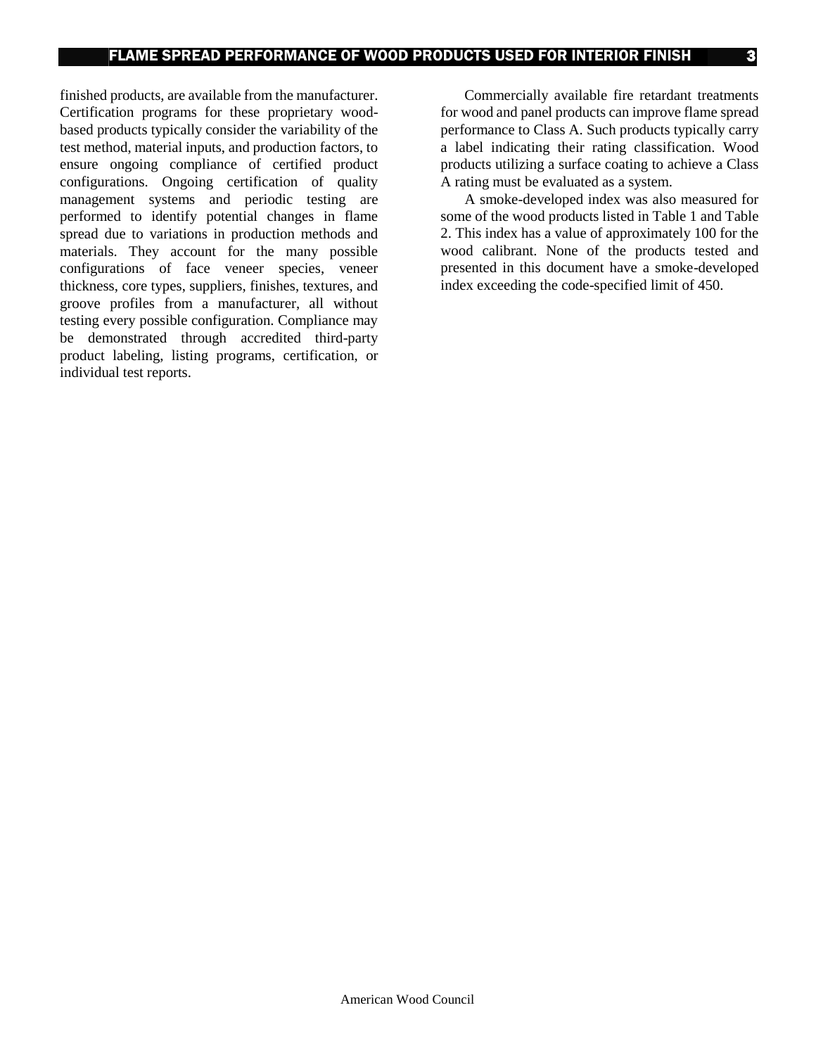finished products, are available from the manufacturer. Certification programs for these proprietary wood-based products typically consider the variability of the test method, material inputs, and production factors, to ensure ongoing compliance of certified product configurations. Ongoing certification of quality management systems and periodic testing are performed to identify potential changes in flame spread due to variations in production methods and materials. They account for the many possible configurations of face veneer species, veneer thickness, core types, suppliers, finishes, textures, and groove profiles from a manufacturer, all without testing every possible configuration. Compliance may be demonstrated through accredited third-party product labeling, listing programs, certification, or individual test reports.

Commercially available fire retardant treatments for wood and panel products can improve flame spread performance to Class A. Such products typically carry a label indicating their rating classification. Wood products utilizing a surface coating to achieve a Class A rating must be evaluated as a system.

A smoke-developed index was also measured for some of the wood products listed in Table 1 and Table 2. This index has a value of approximately 100 for the wood calibrant. None of the products tested and presented in this document have a smoke-developed index exceeding the code-specified limit of 450.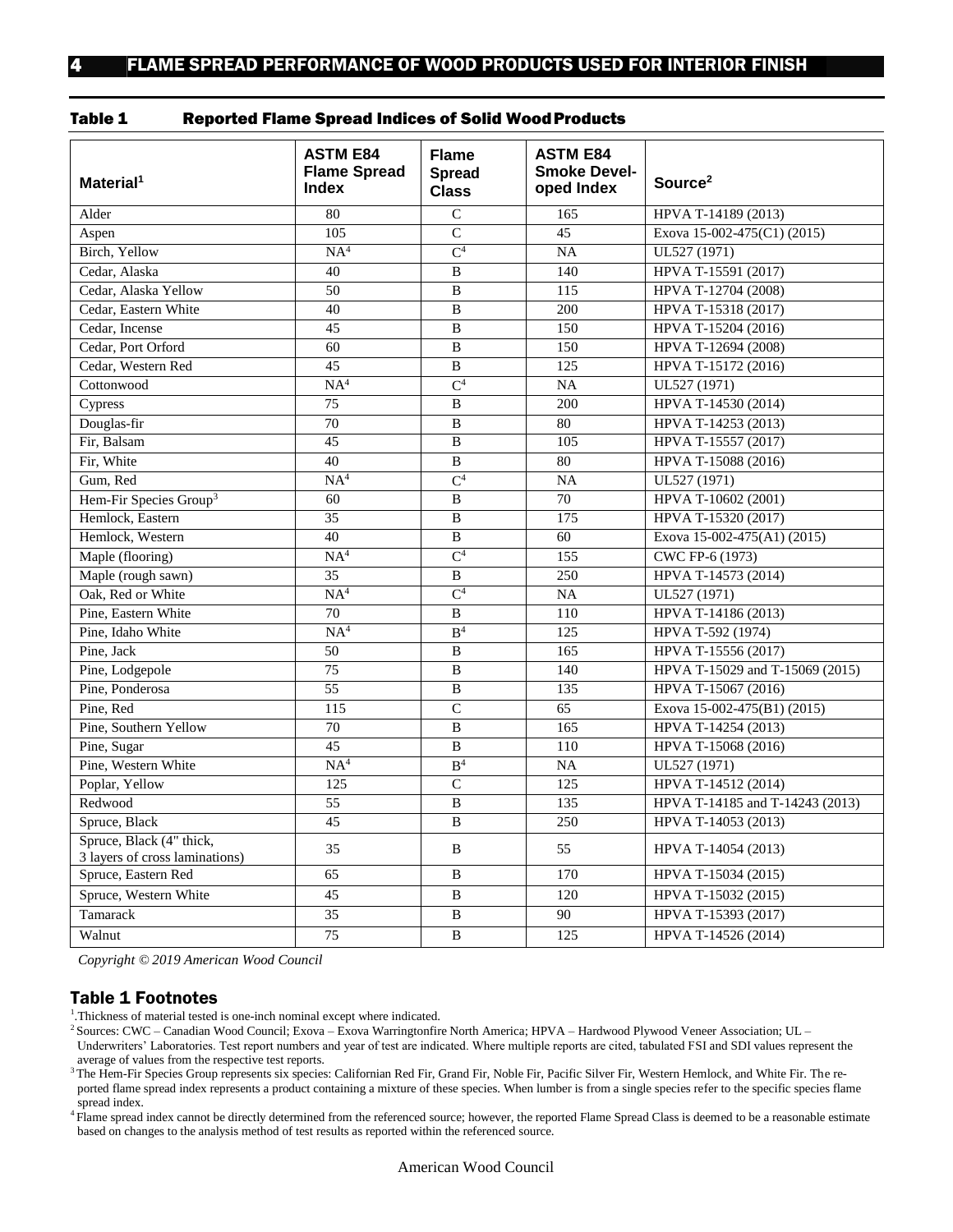## Table 1 Reported Flame Spread Indices of Solid Wood Products

| Material[1] | ASTM E84 Flame Spread Index | Flame Spread Class | ASTM E84 Smoke Developed Index | Source[2] |
|---|---|---|---|---|
| Alder | 80 | C | 165 | HPVA T-14189 (2013) |
| Aspen | 105 | C | 45 | Exova 15-002-475(C1) (2015) |
| Birch, Yellow | NA[4] | C[4] | NA | UL527 (1971) |
| Cedar, Alaska | 40 | B | 140 | HPVA T-15591 (2017) |
| Cedar, Alaska Yellow | 50 | B | 115 | HPVA T-12704 (2008) |
| Cedar, Eastern White | 40 | B | 200 | HPVA T-15318 (2017) |
| Cedar, Incense | 45 | B | 150 | HPVA T-15204 (2016) |
| Cedar, Port Orford | 60 | B | 150 | HPVA T-12694 (2008) |
| Cedar, Western Red | 45 | B | 125 | HPVA T-15172 (2016) |
| Cottonwood | NA[4] | C[4] | NA | UL527 (1971) |
| Cypress | 75 | B | 200 | HPVA T-14530 (2014) |
| Douglas-fir | 70 | B | 80 | HPVA T-14253 (2013) |
| Fir, Balsam | 45 | B | 105 | HPVA T-15557 (2017) |
| Fir, White | 40 | B | 80 | HPVA T-15088 (2016) |
| Gum, Red | NA[4] | C[4] | NA | UL527 (1971) |
| Hem-Fir Species Group[3] | 60 | B | 70 | HPVA T-10602 (2001) |
| Hemlock, Eastern | 35 | B | 175 | HPVA T-15320 (2017) |
| Hemlock, Western | 40 | B | 60 | Exova 15-002-475(A1) (2015) |
| Maple (flooring) | NA[4] | C[4] | 155 | CWC FP-6 (1973) |
| Maple (rough sawn) | 35 | B | 250 | HPVA T-14573 (2014) |
| Oak, Red or White | NA[4] | C[4] | NA | UL527 (1971) |
| Pine, Eastern White | 70 | B | 110 | HPVA T-14186 (2013) |
| Pine, Idaho White | NA[4] | B[4] | 125 | HPVA T-592 (1974) |
| Pine, Jack | 50 | B | 165 | HPVA T-15556 (2017) |
| Pine, Lodgepole | 75 | B | 140 | HPVA T-15029 and T-15069 (2015) |
| Pine, Ponderosa | 55 | B | 135 | HPVA T-15067 (2016) |
| Pine, Red | 115 | C | 65 | Exova 15-002-475(B1) (2015) |
| Pine, Southern Yellow | 70 | B | 165 | HPVA T-14254 (2013) |
| Pine, Sugar | 45 | B | 110 | HPVA T-15068 (2016) |
| Pine, Western White | NA[4] | B[4] | NA | UL527 (1971) |
| Poplar, Yellow | 125 | C | 125 | HPVA T-14512 (2014) |
| Redwood | 55 | B | 135 | HPVA T-14185 and T-14243 (2013) |
| Spruce, Black | 45 | B | 250 | HPVA T-14053 (2013) |
| Spruce, Black (4" thick, 3 layers of cross laminations) | 35 | B | 55 | HPVA T-14054 (2013) |
| Spruce, Eastern Red | 65 | B | 170 | HPVA T-15034 (2015) |
| Spruce, Western White | 45 | B | 120 | HPVA T-15032 (2015) |
| Tamarack | 35 | B | 90 | HPVA T-15393 (2017) |
| Walnut | 75 | B | 125 | HPVA T-14526 (2014) |

*Copyright © 2019 American Wood Council*

### Table 1 Footnotes

1. Thickness of material tested is one-inch nominal except where indicated.
2. Sources: CWC – Canadian Wood Council; Exova – Exova Warringtonfire North America; HPVA – Hardwood Plywood Veneer Association; UL – Underwriters' Laboratories. Test report numbers and year of test are indicated. Where multiple reports are cited, tabulated FSI and SDI values represent the average of values from the respective test reports.
3. The Hem-Fir Species Group represents six species: Californian Red Fir, Grand Fir, Noble Fir, Pacific Silver Fir, Western Hemlock, and White Fir. The reported flame spread index represents a product containing a mixture of these species. When lumber is from a single species refer to the specific species flame spread index.
4. Flame spread index cannot be directly determined from the referenced source; however, the reported Flame Spread Class is deemed to be a reasonable estimate based on changes to the analysis method of test results as reported within the referenced source.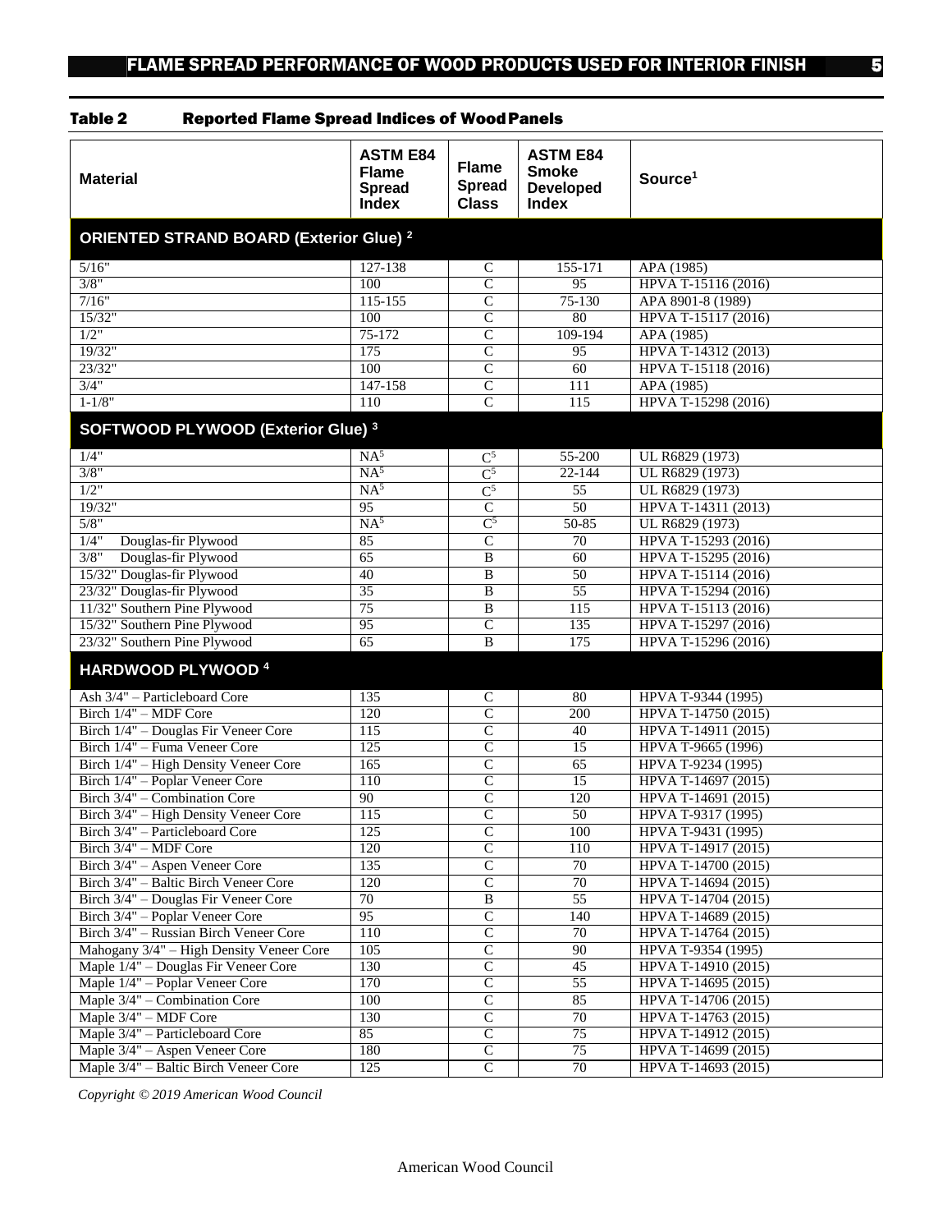### Table 2 Reported Flame Spread Indices of Wood Panels

| Material | ASTM E84 Flame Spread Index | Flame Spread Class | ASTM E84 Smoke Developed Index | Source[1] |
|---|---|---|---|---|
| **ORIENTED STRAND BOARD (Exterior Glue) [2]** | | | | |
| 5/16" | 127-138 | C | 155-171 | APA (1985) |
| 3/8" | 100 | C | 95 | HPVA T-15116 (2016) |
| 7/16" | 115-155 | C | 75-130 | APA 8901-8 (1989) |
| 15/32" | 100 | C | 80 | HPVA T-15117 (2016) |
| 1/2" | 75-172 | C | 109-194 | APA (1985) |
| 19/32" | 175 | C | 95 | HPVA T-14312 (2013) |
| 23/32" | 100 | C | 60 | HPVA T-15118 (2016) |
| 3/4" | 147-158 | C | 111 | APA (1985) |
| 1-1/8" | 110 | C | 115 | HPVA T-15298 (2016) |
| **SOFTWOOD PLYWOOD (Exterior Glue) [3]** | | | | |
| 1/4" | NA[5] | C[5] | 55-200 | UL R6829 (1973) |
| 3/8" | NA[5] | C[5] | 22-144 | UL R6829 (1973) |
| 1/2" | NA[5] | C[5] | 55 | UL R6829 (1973) |
| 19/32" | 95 | C | 50 | HPVA T-14311 (2013) |
| 5/8" | NA[5] | C[5] | 50-85 | UL R6829 (1973) |
| 1/4" Douglas-fir Plywood | 85 | C | 70 | HPVA T-15293 (2016) |
| 3/8" Douglas-fir Plywood | 65 | B | 60 | HPVA T-15295 (2016) |
| 15/32" Douglas-fir Plywood | 40 | B | 50 | HPVA T-15114 (2016) |
| 23/32" Douglas-fir Plywood | 35 | B | 55 | HPVA T-15294 (2016) |
| 11/32" Southern Pine Plywood | 75 | B | 115 | HPVA T-15113 (2016) |
| 15/32" Southern Pine Plywood | 95 | C | 135 | HPVA T-15297 (2016) |
| 23/32" Southern Pine Plywood | 65 | B | 175 | HPVA T-15296 (2016) |
| **HARDWOOD PLYWOOD [4]** | | | | |
| Ash 3/4" – Particleboard Core | 135 | C | 80 | HPVA T-9344 (1995) |
| Birch 1/4" – MDF Core | 120 | C | 200 | HPVA T-14750 (2015) |
| Birch 1/4" – Douglas Fir Veneer Core | 115 | C | 40 | HPVA T-14911 (2015) |
| Birch 1/4" – Fuma Veneer Core | 125 | C | 15 | HPVA T-9665 (1996) |
| Birch 1/4" – High Density Veneer Core | 165 | C | 65 | HPVA T-9234 (1995) |
| Birch 1/4" – Poplar Veneer Core | 110 | C | 15 | HPVA T-14697 (2015) |
| Birch 3/4" – Combination Core | 90 | C | 120 | HPVA T-14691 (2015) |
| Birch 3/4" – High Density Veneer Core | 115 | C | 50 | HPVA T-9317 (1995) |
| Birch 3/4" – Particleboard Core | 125 | C | 100 | HPVA T-9431 (1995) |
| Birch 3/4" – MDF Core | 120 | C | 110 | HPVA T-14917 (2015) |
| Birch 3/4" – Aspen Veneer Core | 135 | C | 70 | HPVA T-14700 (2015) |
| Birch 3/4" – Baltic Birch Veneer Core | 120 | C | 70 | HPVA T-14694 (2015) |
| Birch 3/4" – Douglas Fir Veneer Core | 70 | B | 55 | HPVA T-14704 (2015) |
| Birch 3/4" – Poplar Veneer Core | 95 | C | 140 | HPVA T-14689 (2015) |
| Birch 3/4" – Russian Birch Veneer Core | 110 | C | 70 | HPVA T-14764 (2015) |
| Mahogany 3/4" – High Density Veneer Core | 105 | C | 90 | HPVA T-9354 (1995) |
| Maple 1/4" – Douglas Fir Veneer Core | 130 | C | 45 | HPVA T-14910 (2015) |
| Maple 1/4" – Poplar Veneer Core | 170 | C | 55 | HPVA T-14695 (2015) |
| Maple 3/4" – Combination Core | 100 | C | 85 | HPVA T-14706 (2015) |
| Maple 3/4" – MDF Core | 130 | C | 70 | HPVA T-14763 (2015) |
| Maple 3/4" – Particleboard Core | 85 | C | 75 | HPVA T-14912 (2015) |
| Maple 3/4" – Aspen Veneer Core | 180 | C | 75 | HPVA T-14699 (2015) |
| Maple 3/4" – Baltic Birch Veneer Core | 125 | C | 70 | HPVA T-14693 (2015) |

*Copyright © 2019 American Wood Council*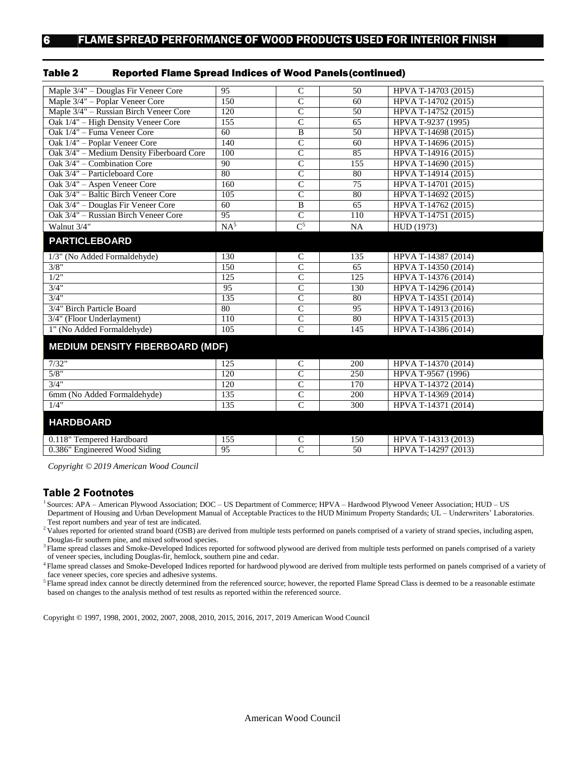## Table 2 Reported Flame Spread Indices of Wood Panels (continued)

| | | | | |
|---|---|---|---|---|
| Maple 3/4" – Douglas Fir Veneer Core | 95 | C | 50 | HPVA T-14703 (2015) |
| Maple 3/4" – Poplar Veneer Core | 150 | C | 60 | HPVA T-14702 (2015) |
| Maple 3/4" – Russian Birch Veneer Core | 120 | C | 50 | HPVA T-14752 (2015) |
| Oak 1/4" – High Density Veneer Core | 155 | C | 65 | HPVA T-9237 (1995) |
| Oak 1/4" – Fuma Veneer Core | 60 | B | 50 | HPVA T-14698 (2015) |
| Oak 1/4" – Poplar Veneer Core | 140 | C | 60 | HPVA T-14696 (2015) |
| Oak 3/4" – Medium Density Fiberboard Core | 100 | C | 85 | HPVA T-14916 (2015) |
| Oak 3/4" – Combination Core | 90 | C | 155 | HPVA T-14690 (2015) |
| Oak 3/4" – Particleboard Core | 80 | C | 80 | HPVA T-14914 (2015) |
| Oak 3/4" – Aspen Veneer Core | 160 | C | 75 | HPVA T-14701 (2015) |
| Oak 3/4" – Baltic Birch Veneer Core | 105 | C | 80 | HPVA T-14692 (2015) |
| Oak 3/4" – Douglas Fir Veneer Core | 60 | B | 65 | HPVA T-14762 (2015) |
| Oak 3/4" – Russian Birch Veneer Core | 95 | C | 110 | HPVA T-14751 (2015) |
| Walnut 3/4" | NA[5] | C[5] | NA | HUD (1973) |
| **PARTICLEBOARD** | | | | |
| 1/3" (No Added Formaldehyde) | 130 | C | 135 | HPVA T-14387 (2014) |
| 3/8" | 150 | C | 65 | HPVA T-14350 (2014) |
| 1/2" | 125 | C | 125 | HPVA T-14376 (2014) |
| 3/4" | 95 | C | 130 | HPVA T-14296 (2014) |
| 3/4" | 135 | C | 80 | HPVA T-14351 (2014) |
| 3/4" Birch Particle Board | 80 | C | 95 | HPVA T-14913 (2016) |
| 3/4" (Floor Underlayment) | 110 | C | 80 | HPVA T-14315 (2013) |
| 1" (No Added Formaldehyde) | 105 | C | 145 | HPVA T-14386 (2014) |
| **MEDIUM DENSITY FIBERBOARD (MDF)** | | | | |
| 7/32" | 125 | C | 200 | HPVA T-14370 (2014) |
| 5/8" | 120 | C | 250 | HPVA T-9567 (1996) |
| 3/4" | 120 | C | 170 | HPVA T-14372 (2014) |
| 6mm (No Added Formaldehyde) | 135 | C | 200 | HPVA T-14369 (2014) |
| 1/4" | 135 | C | 300 | HPVA T-14371 (2014) |
| **HARDBOARD** | | | | |
| 0.118" Tempered Hardboard | 155 | C | 150 | HPVA T-14313 (2013) |
| 0.386" Engineered Wood Siding | 95 | C | 50 | HPVA T-14297 (2013) |

*Copyright © 2019 American Wood Council*

### Table 2 Footnotes

[1] Sources: APA – American Plywood Association; DOC – US Department of Commerce; HPVA – Hardwood Plywood Veneer Association; HUD – US Department of Housing and Urban Development Manual of Acceptable Practices to the HUD Minimum Property Standards; UL – Underwriters' Laboratories. Test report numbers and year of test are indicated.

[2] Values reported for oriented strand board (OSB) are derived from multiple tests performed on panels comprised of a variety of strand species, including aspen, Douglas-fir southern pine, and mixed softwood species.

[3] Flame spread classes and Smoke-Developed Indices reported for softwood plywood are derived from multiple tests performed on panels comprised of a variety of veneer species, including Douglas-fir, hemlock, southern pine and cedar.

[4] Flame spread classes and Smoke-Developed Indices reported for hardwood plywood are derived from multiple tests performed on panels comprised of a variety of face veneer species, core species and adhesive systems.

[5] Flame spread index cannot be directly determined from the referenced source; however, the reported Flame Spread Class is deemed to be a reasonable estimate based on changes to the analysis method of test results as reported within the referenced source.

Copyright © 1997, 1998, 2001, 2002, 2007, 2008, 2010, 2015, 2016, 2017, 2019 American Wood Council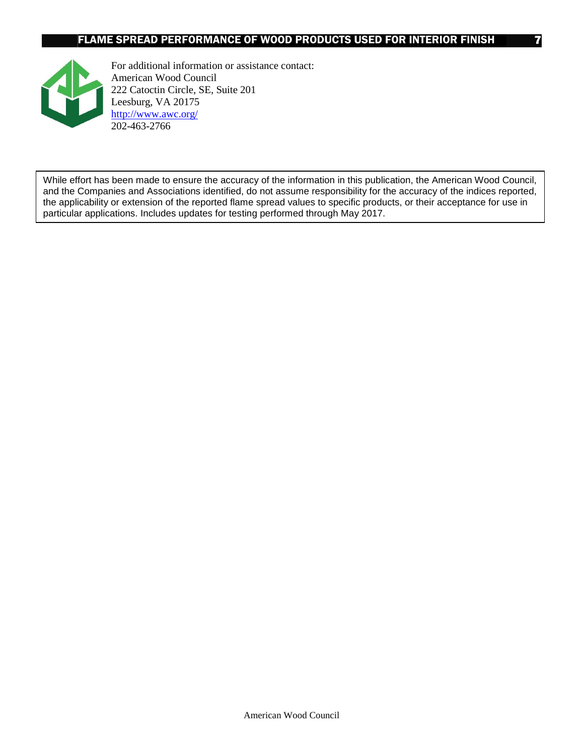For additional information or assistance contact:
American Wood Council
222 Catoctin Circle, SE, Suite 201
Leesburg, VA 20175
http://www.awc.org/
202-463-2766

While effort has been made to ensure the accuracy of the information in this publication, the American Wood Council, and the Companies and Associations identified, do not assume responsibility for the accuracy of the indices reported, the applicability or extension of the reported flame spread values to specific products, or their acceptance for use in particular applications. Includes updates for testing performed through May 2017.